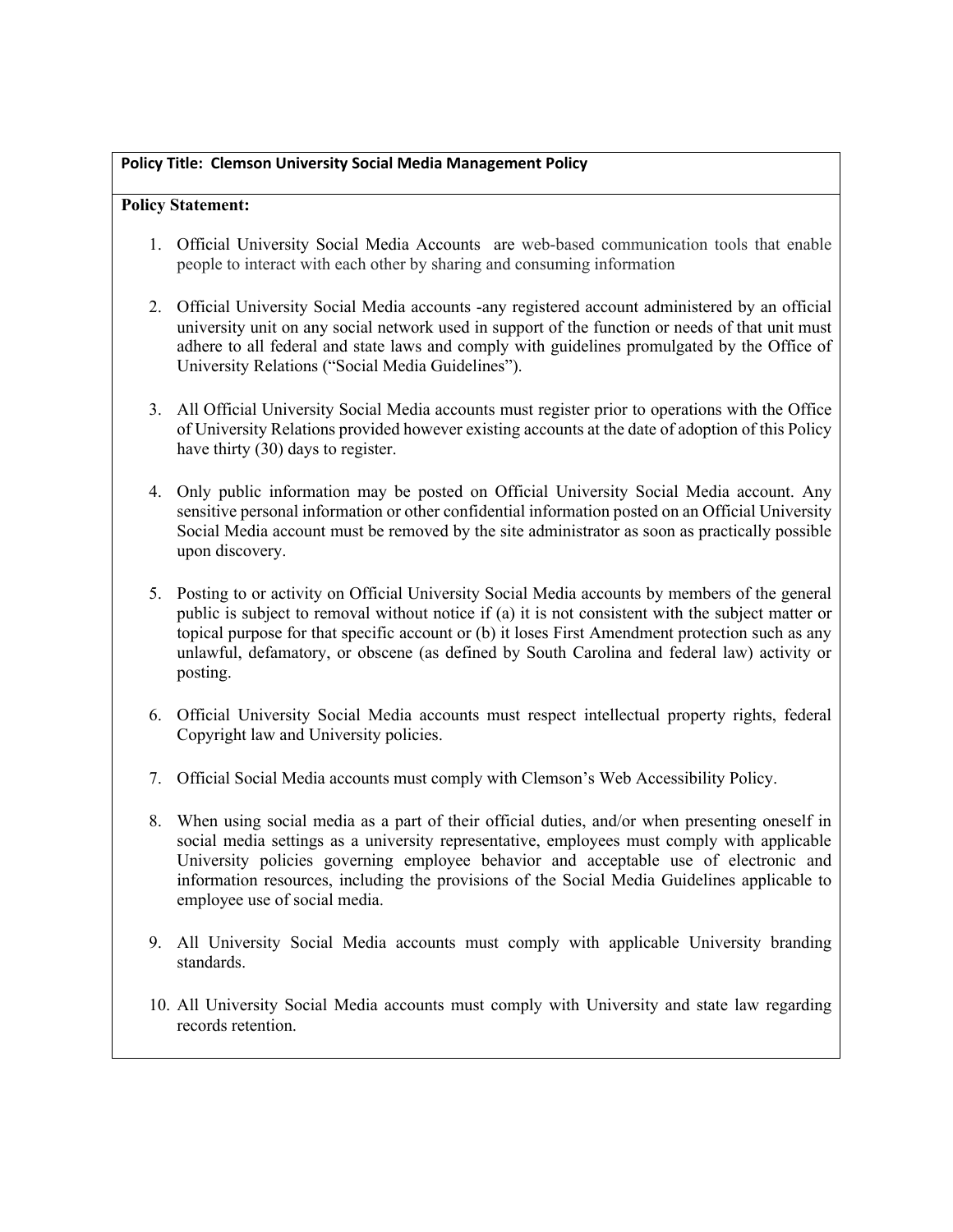**Policy Title: Clemson University Social Media Management Policy**

**Policy Statement:**

1. Official University Social Media Accounts are web-based communication tools that enable people to interact with each other by sharing and consuming information

2. Official University Social Media accounts -any registered account administered by an official university unit on any social network used in support of the function or needs of that unit must adhere to all federal and state laws and comply with guidelines promulgated by the Office of University Relations ("Social Media Guidelines").

3. All Official University Social Media accounts must register prior to operations with the Office of University Relations provided however existing accounts at the date of adoption of this Policy have thirty (30) days to register.

4. Only public information may be posted on Official University Social Media account. Any sensitive personal information or other confidential information posted on an Official University Social Media account must be removed by the site administrator as soon as practically possible upon discovery.

5. Posting to or activity on Official University Social Media accounts by members of the general public is subject to removal without notice if (a) it is not consistent with the subject matter or topical purpose for that specific account or (b) it loses First Amendment protection such as any unlawful, defamatory, or obscene (as defined by South Carolina and federal law) activity or posting.

6. Official University Social Media accounts must respect intellectual property rights, federal Copyright law and University policies.

7. Official Social Media accounts must comply with Clemson's Web Accessibility Policy.

8. When using social media as a part of their official duties, and/or when presenting oneself in social media settings as a university representative, employees must comply with applicable University policies governing employee behavior and acceptable use of electronic and information resources, including the provisions of the Social Media Guidelines applicable to employee use of social media.

9. All University Social Media accounts must comply with applicable University branding standards.

10. All University Social Media accounts must comply with University and state law regarding records retention.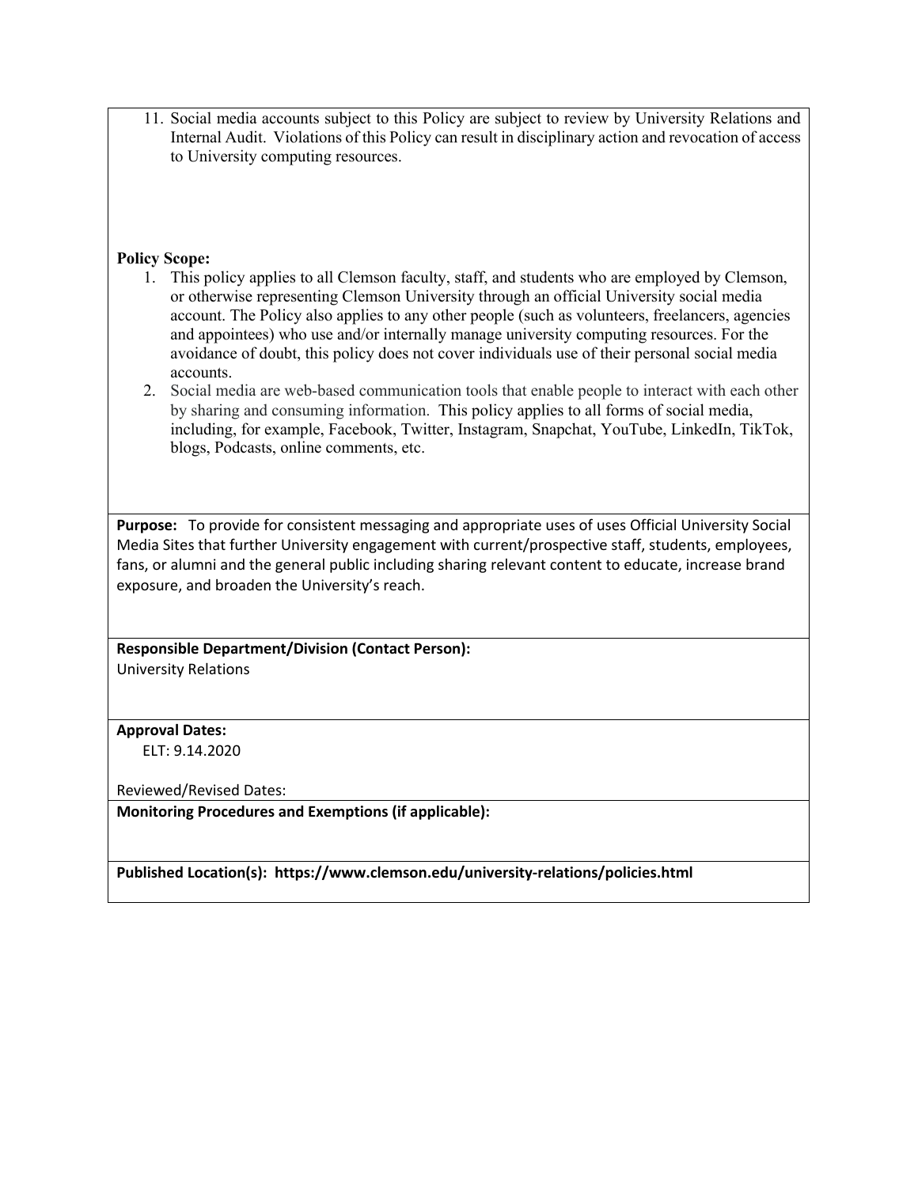11. Social media accounts subject to this Policy are subject to review by University Relations and Internal Audit. Violations of this Policy can result in disciplinary action and revocation of access to University computing resources.

**Policy Scope:**

1. This policy applies to all Clemson faculty, staff, and students who are employed by Clemson, or otherwise representing Clemson University through an official University social media account. The Policy also applies to any other people (such as volunteers, freelancers, agencies and appointees) who use and/or internally manage university computing resources. For the avoidance of doubt, this policy does not cover individuals use of their personal social media accounts.
2. Social media are web-based communication tools that enable people to interact with each other by sharing and consuming information. This policy applies to all forms of social media, including, for example, Facebook, Twitter, Instagram, Snapchat, YouTube, LinkedIn, TikTok, blogs, Podcasts, online comments, etc.

**Purpose:** To provide for consistent messaging and appropriate uses of uses Official University Social Media Sites that further University engagement with current/prospective staff, students, employees, fans, or alumni and the general public including sharing relevant content to educate, increase brand exposure, and broaden the University's reach.

**Responsible Department/Division (Contact Person):**
University Relations

**Approval Dates:**
ELT: 9.14.2020

Reviewed/Revised Dates:

**Monitoring Procedures and Exemptions (if applicable):**

**Published Location(s): https://www.clemson.edu/university-relations/policies.html**